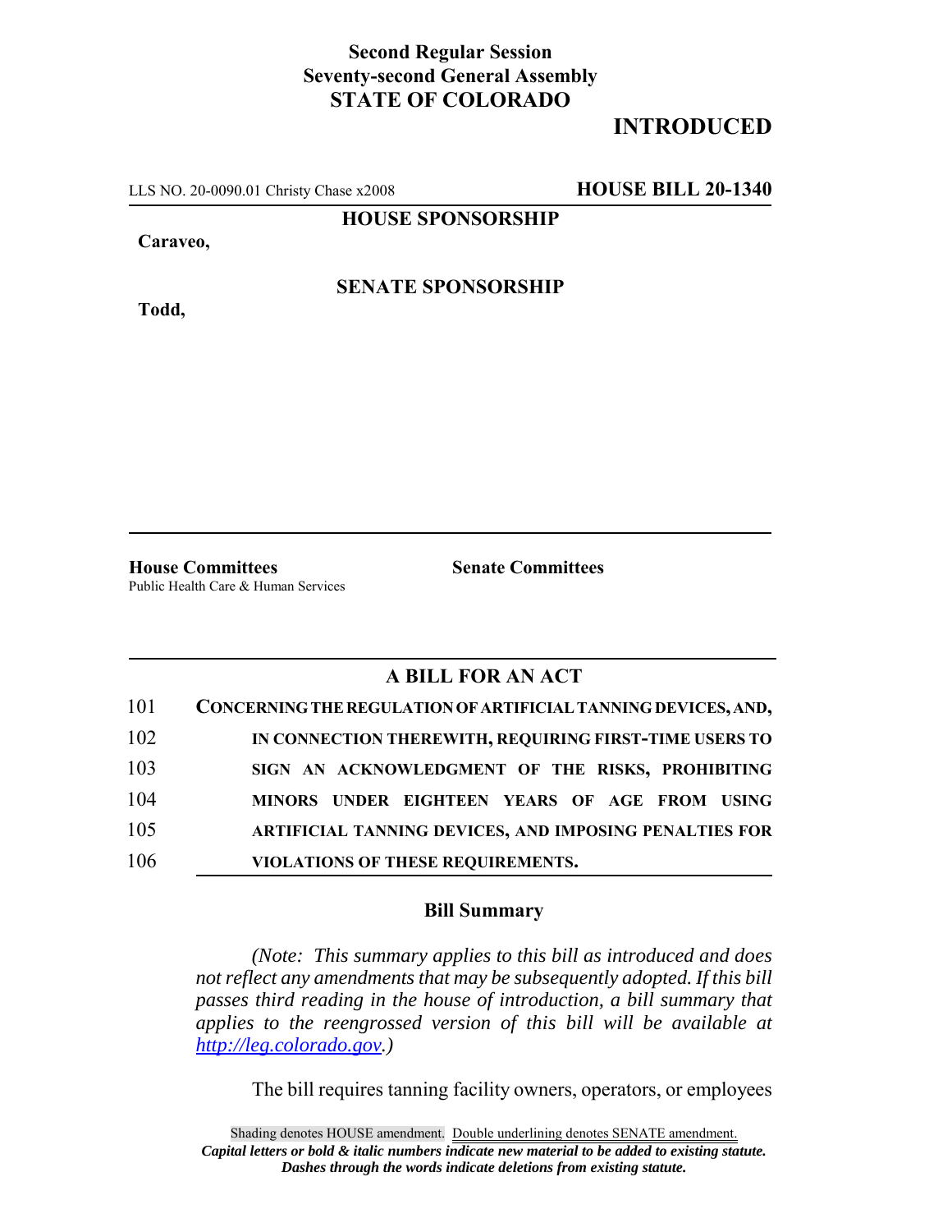**Second Regular Session**
**Seventy-second General Assembly**
**STATE OF COLORADO**

# INTRODUCED

LLS NO. 20-0090.01 Christy Chase x2008 **HOUSE BILL 20-1340**

**HOUSE SPONSORSHIP**

**Caraveo,**

**SENATE SPONSORSHIP**

**Todd,**

**House Committees**
Public Health Care & Human Services

**Senate Committees**

## A BILL FOR AN ACT

101 **CONCERNING THE REGULATION OF ARTIFICIAL TANNING DEVICES, AND,**
102 **IN CONNECTION THEREWITH, REQUIRING FIRST-TIME USERS TO**
103 **SIGN AN ACKNOWLEDGMENT OF THE RISKS, PROHIBITING**
104 **MINORS UNDER EIGHTEEN YEARS OF AGE FROM USING**
105 **ARTIFICIAL TANNING DEVICES, AND IMPOSING PENALTIES FOR**
106 **VIOLATIONS OF THESE REQUIREMENTS.**

### Bill Summary

*(Note: This summary applies to this bill as introduced and does not reflect any amendments that may be subsequently adopted. If this bill passes third reading in the house of introduction, a bill summary that applies to the reengrossed version of this bill will be available at http://leg.colorado.gov.)*

The bill requires tanning facility owners, operators, or employees

Shading denotes HOUSE amendment. Double underlining denotes SENATE amendment.
***Capital letters or bold & italic numbers indicate new material to be added to existing statute.***
***Dashes through the words indicate deletions from existing statute.***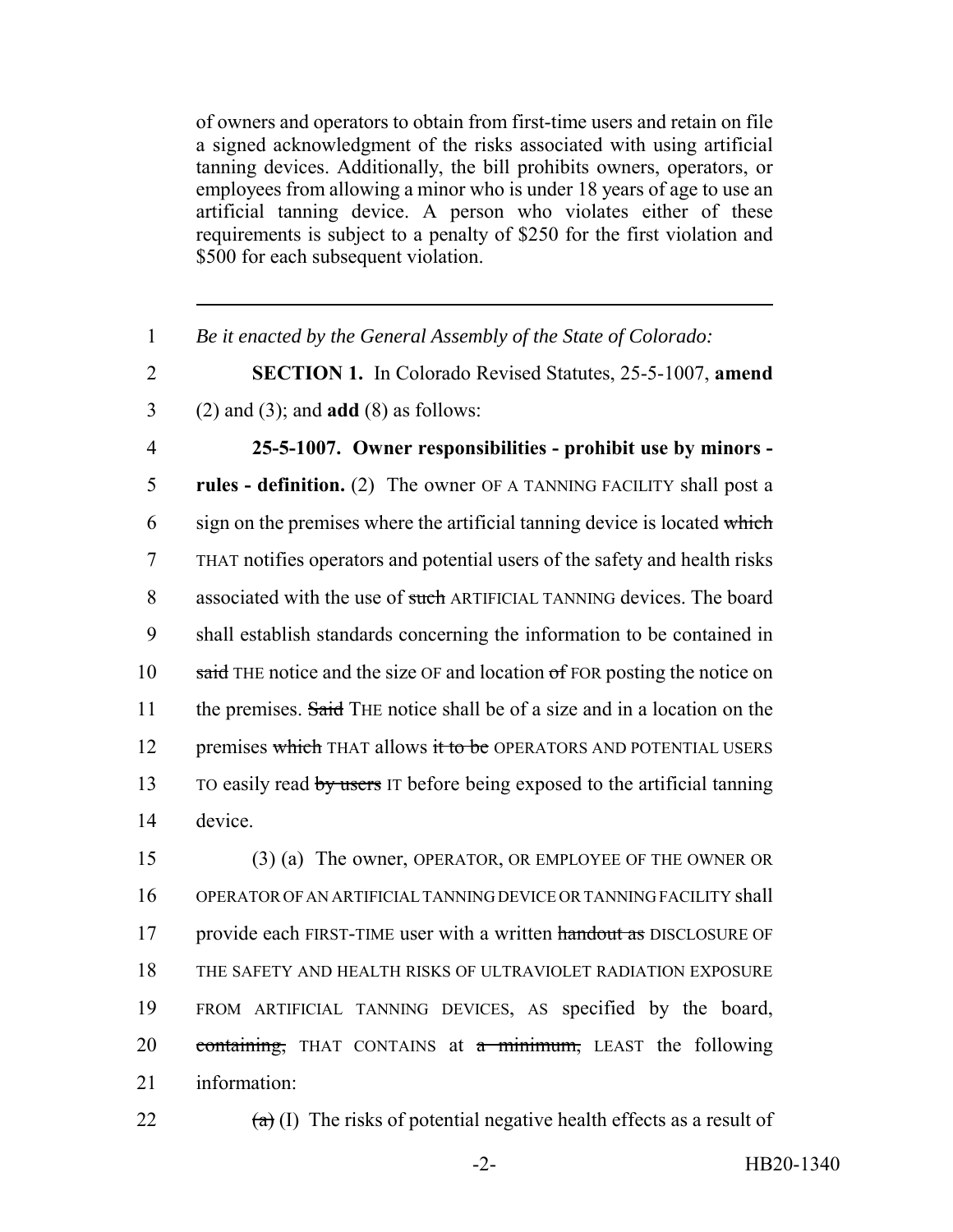of owners and operators to obtain from first-time users and retain on file a signed acknowledgment of the risks associated with using artificial tanning devices. Additionally, the bill prohibits owners, operators, or employees from allowing a minor who is under 18 years of age to use an artificial tanning device. A person who violates either of these requirements is subject to a penalty of $250 for the first violation and $500 for each subsequent violation.

---

1 *Be it enacted by the General Assembly of the State of Colorado:*

2 **SECTION 1.** In Colorado Revised Statutes, 25-5-1007, **amend**
3 (2) and (3); and **add** (8) as follows:

4 **25-5-1007. Owner responsibilities - prohibit use by minors -**
5 **rules - definition.** (2) The owner OF A TANNING FACILITY shall post a
6 sign on the premises where the artificial tanning device is located ~~which~~
7 THAT notifies operators and potential users of the safety and health risks
8 associated with the use of ~~such~~ ARTIFICIAL TANNING devices. The board
9 shall establish standards concerning the information to be contained in
10 ~~said~~ THE notice and the size OF and location ~~of~~ FOR posting the notice on
11 the premises. ~~Said~~ THE notice shall be of a size and in a location on the
12 premises ~~which~~ THAT allows ~~it to be~~ OPERATORS AND POTENTIAL USERS
13 TO easily read ~~by users~~ IT before being exposed to the artificial tanning
14 device.

15 (3) (a) The owner, OPERATOR, OR EMPLOYEE OF THE OWNER OR
16 OPERATOR OF AN ARTIFICIAL TANNING DEVICE OR TANNING FACILITY shall
17 provide each FIRST-TIME user with a written ~~handout as~~ DISCLOSURE OF
18 THE SAFETY AND HEALTH RISKS OF ULTRAVIOLET RADIATION EXPOSURE
19 FROM ARTIFICIAL TANNING DEVICES, AS specified by the board,
20 ~~containing,~~ THAT CONTAINS at ~~a minimum,~~ LEAST the following
21 information:

22 ~~(a)~~ (I) The risks of potential negative health effects as a result of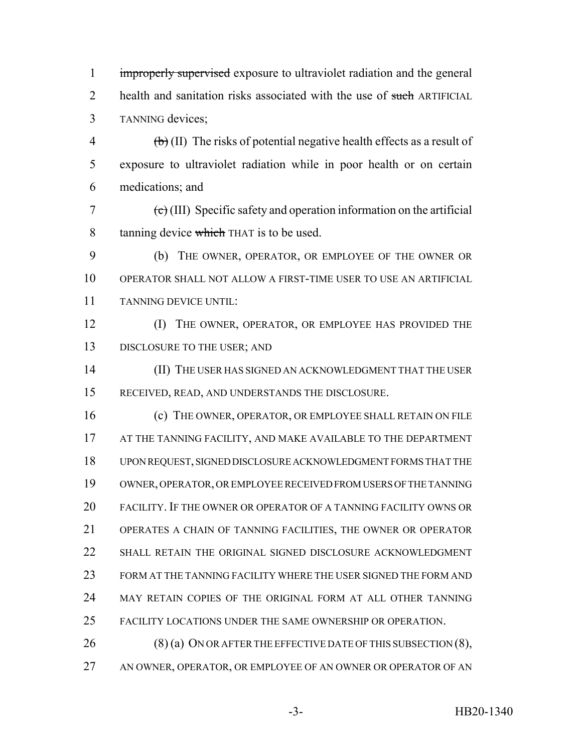~~improperly supervised~~ exposure to ultraviolet radiation and the general health and sanitation risks associated with the use of ~~such~~ ARTIFICIAL TANNING devices;

~~(b)~~ (II) The risks of potential negative health effects as a result of exposure to ultraviolet radiation while in poor health or on certain medications; and

~~(c)~~ (III) Specific safety and operation information on the artificial tanning device ~~which~~ THAT is to be used.

(b) THE OWNER, OPERATOR, OR EMPLOYEE OF THE OWNER OR OPERATOR SHALL NOT ALLOW A FIRST-TIME USER TO USE AN ARTIFICIAL TANNING DEVICE UNTIL:

(I) THE OWNER, OPERATOR, OR EMPLOYEE HAS PROVIDED THE DISCLOSURE TO THE USER; AND

(II) THE USER HAS SIGNED AN ACKNOWLEDGMENT THAT THE USER RECEIVED, READ, AND UNDERSTANDS THE DISCLOSURE.

(c) THE OWNER, OPERATOR, OR EMPLOYEE SHALL RETAIN ON FILE AT THE TANNING FACILITY, AND MAKE AVAILABLE TO THE DEPARTMENT UPON REQUEST, SIGNED DISCLOSURE ACKNOWLEDGMENT FORMS THAT THE OWNER, OPERATOR, OR EMPLOYEE RECEIVED FROM USERS OF THE TANNING FACILITY. IF THE OWNER OR OPERATOR OF A TANNING FACILITY OWNS OR OPERATES A CHAIN OF TANNING FACILITIES, THE OWNER OR OPERATOR SHALL RETAIN THE ORIGINAL SIGNED DISCLOSURE ACKNOWLEDGMENT FORM AT THE TANNING FACILITY WHERE THE USER SIGNED THE FORM AND MAY RETAIN COPIES OF THE ORIGINAL FORM AT ALL OTHER TANNING FACILITY LOCATIONS UNDER THE SAME OWNERSHIP OR OPERATION.

(8) (a) ON OR AFTER THE EFFECTIVE DATE OF THIS SUBSECTION (8), AN OWNER, OPERATOR, OR EMPLOYEE OF AN OWNER OR OPERATOR OF AN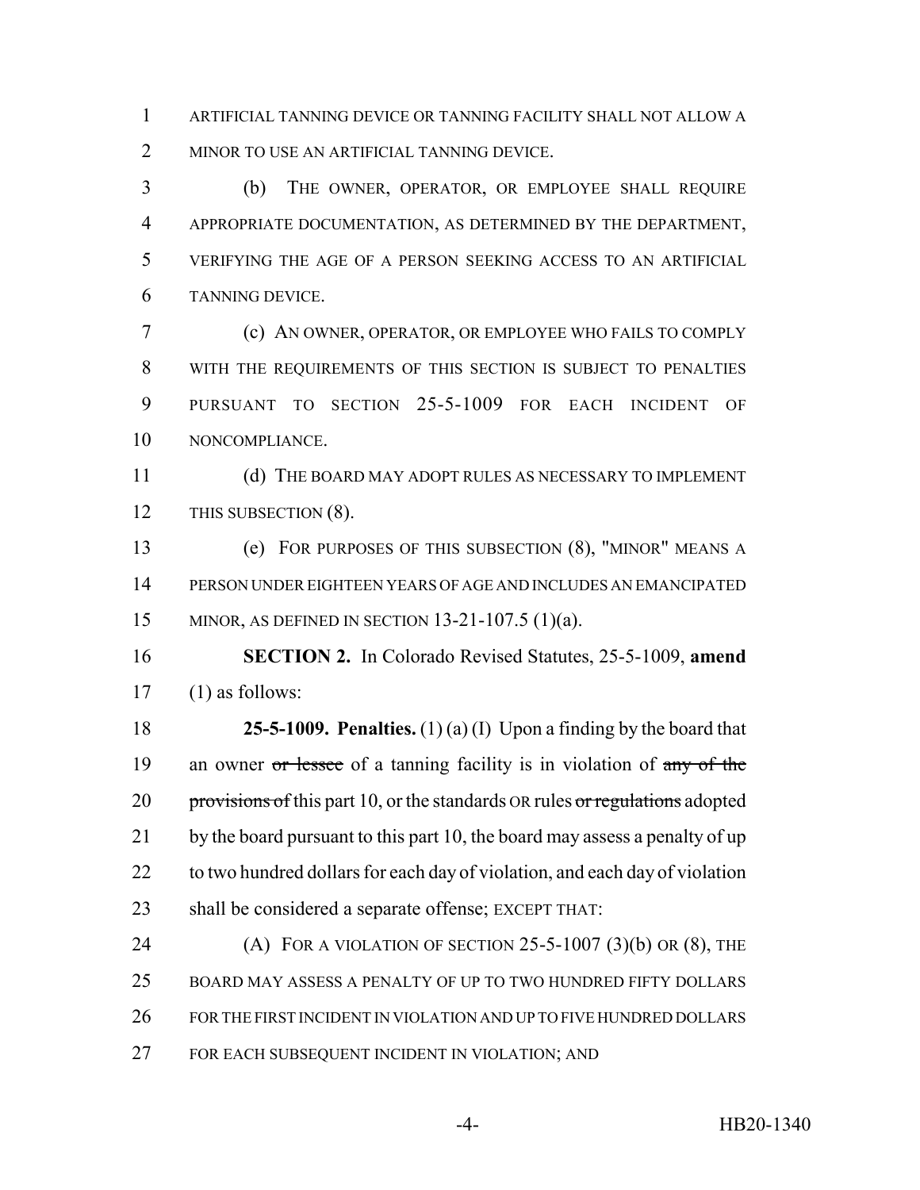ARTIFICIAL TANNING DEVICE OR TANNING FACILITY SHALL NOT ALLOW A MINOR TO USE AN ARTIFICIAL TANNING DEVICE.

(b) THE OWNER, OPERATOR, OR EMPLOYEE SHALL REQUIRE APPROPRIATE DOCUMENTATION, AS DETERMINED BY THE DEPARTMENT, VERIFYING THE AGE OF A PERSON SEEKING ACCESS TO AN ARTIFICIAL TANNING DEVICE.

(c) AN OWNER, OPERATOR, OR EMPLOYEE WHO FAILS TO COMPLY WITH THE REQUIREMENTS OF THIS SECTION IS SUBJECT TO PENALTIES PURSUANT TO SECTION 25-5-1009 FOR EACH INCIDENT OF NONCOMPLIANCE.

(d) THE BOARD MAY ADOPT RULES AS NECESSARY TO IMPLEMENT THIS SUBSECTION (8).

(e) FOR PURPOSES OF THIS SUBSECTION (8), "MINOR" MEANS A PERSON UNDER EIGHTEEN YEARS OF AGE AND INCLUDES AN EMANCIPATED MINOR, AS DEFINED IN SECTION 13-21-107.5 (1)(a).

**SECTION 2.** In Colorado Revised Statutes, 25-5-1009, **amend** (1) as follows:

**25-5-1009. Penalties.** (1) (a) (I) Upon a finding by the board that an owner ~~or lessee~~ of a tanning facility is in violation of ~~any of the provisions of~~ this part 10, or the standards OR rules ~~or regulations~~ adopted by the board pursuant to this part 10, the board may assess a penalty of up to two hundred dollars for each day of violation, and each day of violation shall be considered a separate offense; EXCEPT THAT:

(A) FOR A VIOLATION OF SECTION 25-5-1007 (3)(b) OR (8), THE BOARD MAY ASSESS A PENALTY OF UP TO TWO HUNDRED FIFTY DOLLARS FOR THE FIRST INCIDENT IN VIOLATION AND UP TO FIVE HUNDRED DOLLARS FOR EACH SUBSEQUENT INCIDENT IN VIOLATION; AND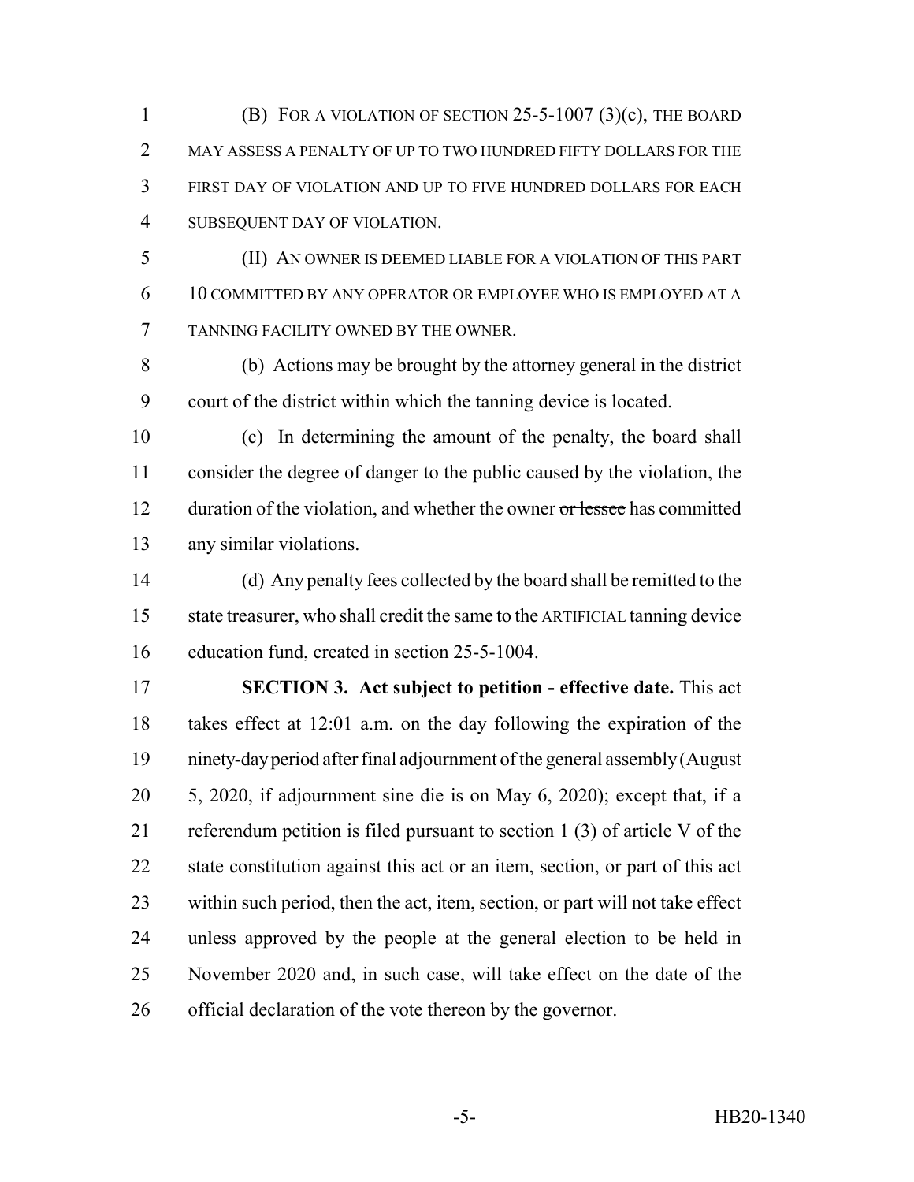(B) FOR A VIOLATION OF SECTION 25-5-1007 (3)(c), THE BOARD MAY ASSESS A PENALTY OF UP TO TWO HUNDRED FIFTY DOLLARS FOR THE FIRST DAY OF VIOLATION AND UP TO FIVE HUNDRED DOLLARS FOR EACH SUBSEQUENT DAY OF VIOLATION.

(II) AN OWNER IS DEEMED LIABLE FOR A VIOLATION OF THIS PART 10 COMMITTED BY ANY OPERATOR OR EMPLOYEE WHO IS EMPLOYED AT A TANNING FACILITY OWNED BY THE OWNER.

(b) Actions may be brought by the attorney general in the district court of the district within which the tanning device is located.

(c) In determining the amount of the penalty, the board shall consider the degree of danger to the public caused by the violation, the duration of the violation, and whether the owner ~~or lessee~~ has committed any similar violations.

(d) Any penalty fees collected by the board shall be remitted to the state treasurer, who shall credit the same to the ARTIFICIAL tanning device education fund, created in section 25-5-1004.

**SECTION 3. Act subject to petition - effective date.** This act takes effect at 12:01 a.m. on the day following the expiration of the ninety-day period after final adjournment of the general assembly (August 5, 2020, if adjournment sine die is on May 6, 2020); except that, if a referendum petition is filed pursuant to section 1 (3) of article V of the state constitution against this act or an item, section, or part of this act within such period, then the act, item, section, or part will not take effect unless approved by the people at the general election to be held in November 2020 and, in such case, will take effect on the date of the official declaration of the vote thereon by the governor.